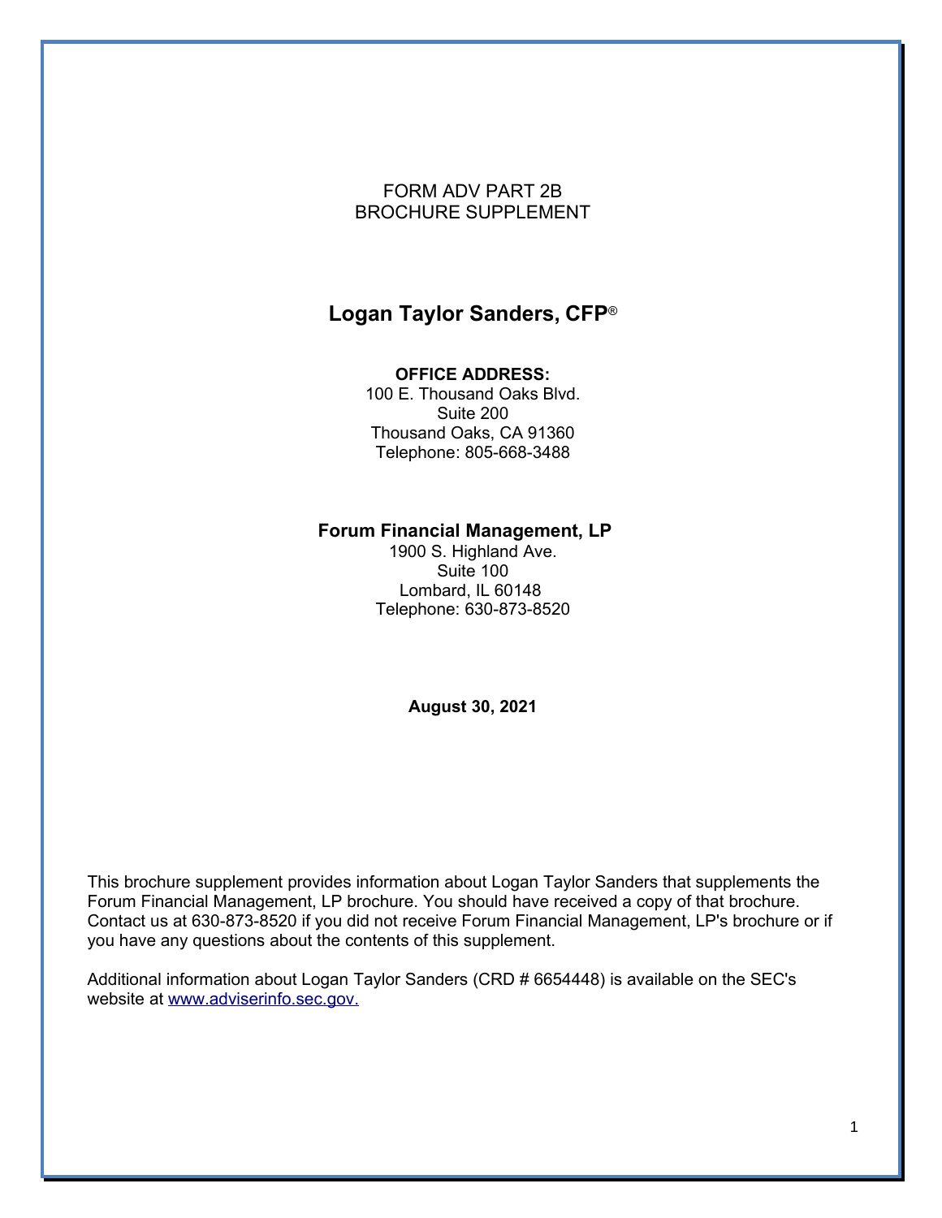FORM ADV PART 2B
BROCHURE SUPPLEMENT

# Logan Taylor Sanders, CFP®

**OFFICE ADDRESS:**
100 E. Thousand Oaks Blvd.
Suite 200
Thousand Oaks, CA 91360
Telephone: 805-668-3488

**Forum Financial Management, LP**
1900 S. Highland Ave.
Suite 100
Lombard, IL 60148
Telephone: 630-873-8520

**August 30, 2021**

This brochure supplement provides information about Logan Taylor Sanders that supplements the Forum Financial Management, LP brochure. You should have received a copy of that brochure. Contact us at 630-873-8520 if you did not receive Forum Financial Management, LP's brochure or if you have any questions about the contents of this supplement.

Additional information about Logan Taylor Sanders (CRD # 6654448) is available on the SEC's website at [www.adviserinfo.sec.gov.](http://www.adviserinfo.sec.gov)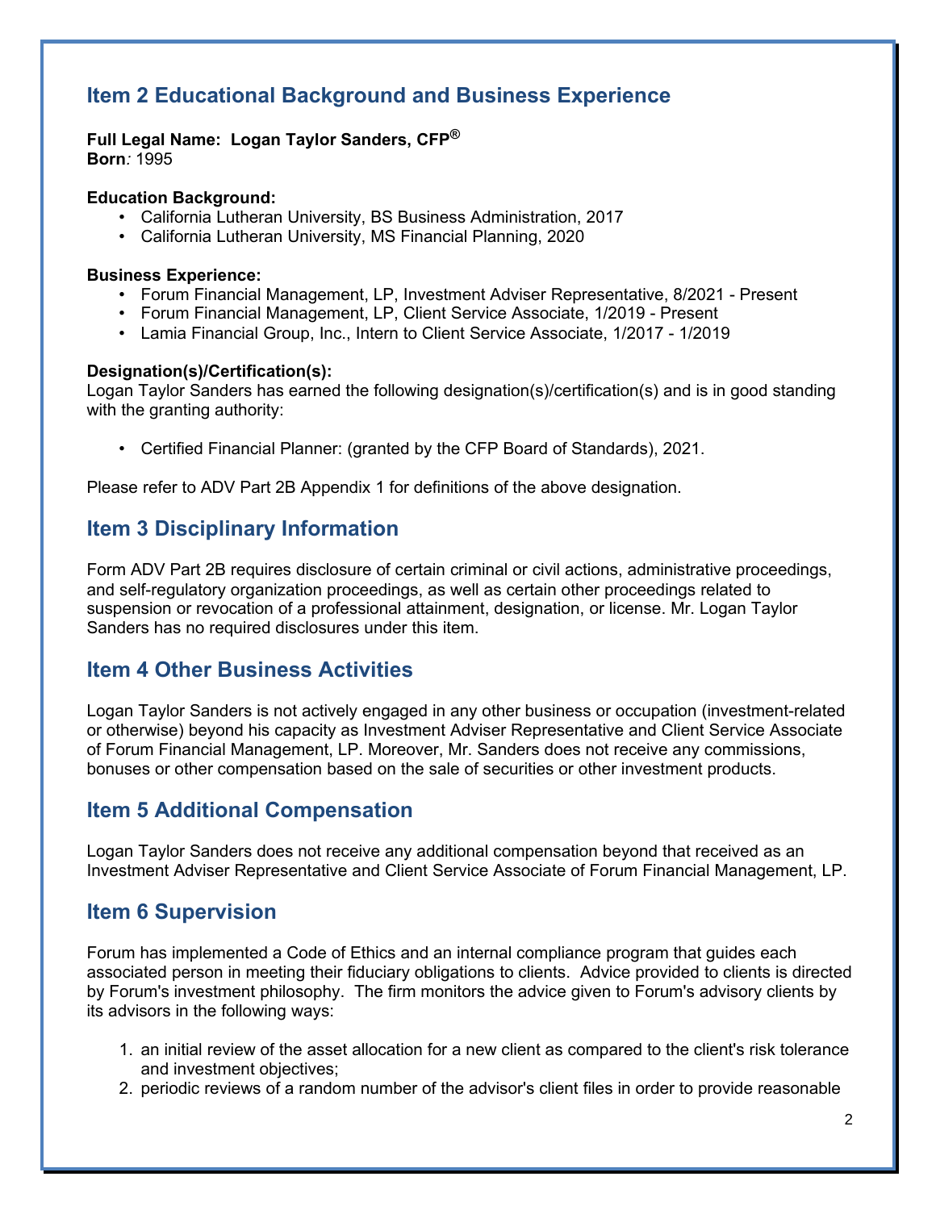## Item 2 Educational Background and Business Experience

**Full Legal Name: Logan Taylor Sanders, CFP®**
**Born***:* 1995

**Education Background:**

- California Lutheran University, BS Business Administration, 2017
- California Lutheran University, MS Financial Planning, 2020

**Business Experience:**

- Forum Financial Management, LP, Investment Adviser Representative, 8/2021 - Present
- Forum Financial Management, LP, Client Service Associate, 1/2019 - Present
- Lamia Financial Group, Inc., Intern to Client Service Associate, 1/2017 - 1/2019

**Designation(s)/Certification(s):**
Logan Taylor Sanders has earned the following designation(s)/certification(s) and is in good standing with the granting authority:

- Certified Financial Planner: (granted by the CFP Board of Standards), 2021.

Please refer to ADV Part 2B Appendix 1 for definitions of the above designation.

## Item 3 Disciplinary Information

Form ADV Part 2B requires disclosure of certain criminal or civil actions, administrative proceedings, and self-regulatory organization proceedings, as well as certain other proceedings related to suspension or revocation of a professional attainment, designation, or license. Mr. Logan Taylor Sanders has no required disclosures under this item.

## Item 4 Other Business Activities

Logan Taylor Sanders is not actively engaged in any other business or occupation (investment-related or otherwise) beyond his capacity as Investment Adviser Representative and Client Service Associate of Forum Financial Management, LP. Moreover, Mr. Sanders does not receive any commissions, bonuses or other compensation based on the sale of securities or other investment products.

## Item 5 Additional Compensation

Logan Taylor Sanders does not receive any additional compensation beyond that received as an Investment Adviser Representative and Client Service Associate of Forum Financial Management, LP.

## Item 6 Supervision

Forum has implemented a Code of Ethics and an internal compliance program that guides each associated person in meeting their fiduciary obligations to clients. Advice provided to clients is directed by Forum's investment philosophy. The firm monitors the advice given to Forum's advisory clients by its advisors in the following ways:

1. an initial review of the asset allocation for a new client as compared to the client's risk tolerance and investment objectives;
2. periodic reviews of a random number of the advisor's client files in order to provide reasonable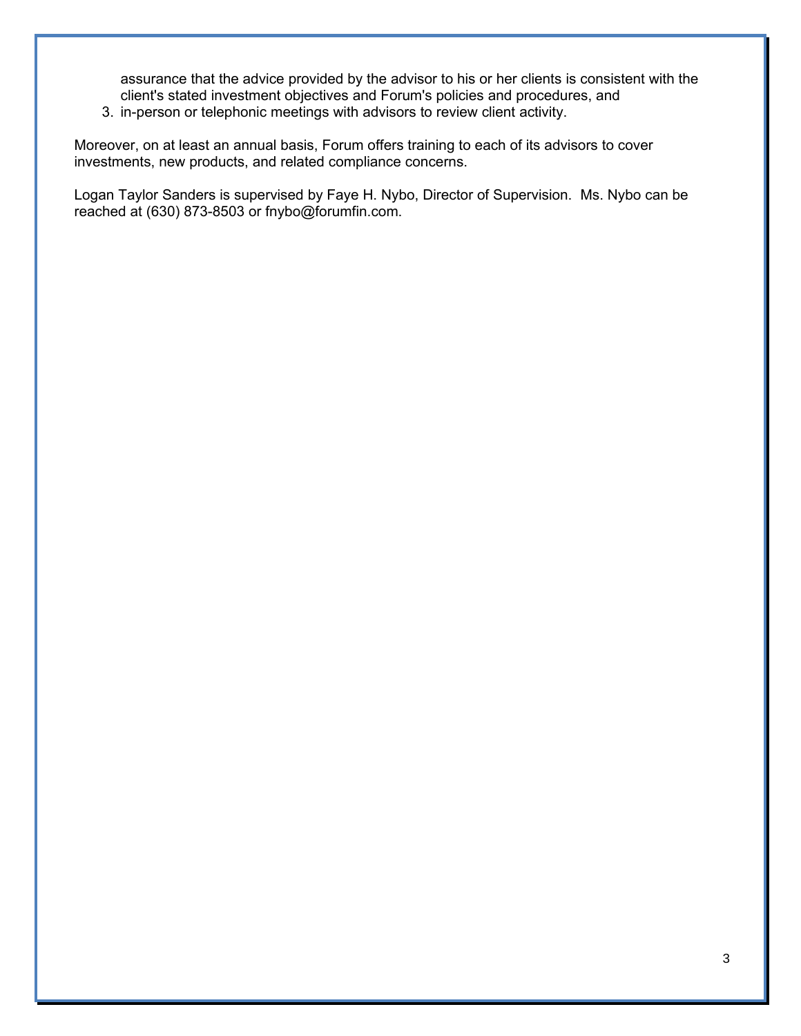assurance that the advice provided by the advisor to his or her clients is consistent with the client's stated investment objectives and Forum's policies and procedures, and

3. in-person or telephonic meetings with advisors to review client activity.

Moreover, on at least an annual basis, Forum offers training to each of its advisors to cover investments, new products, and related compliance concerns.

Logan Taylor Sanders is supervised by Faye H. Nybo, Director of Supervision. Ms. Nybo can be reached at (630) 873-8503 or fnybo@forumfin.com.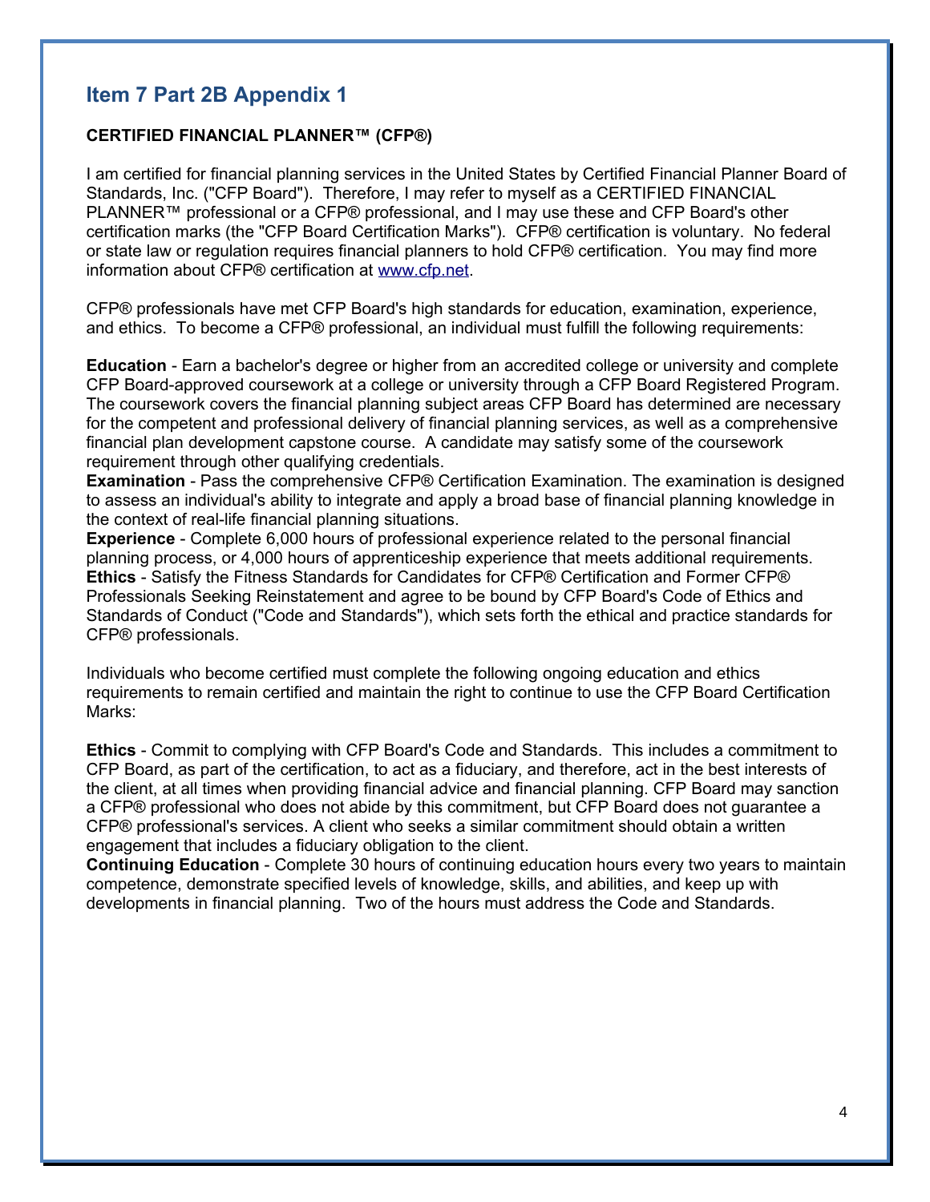## Item 7 Part 2B Appendix 1

**CERTIFIED FINANCIAL PLANNER™ (CFP®)**

I am certified for financial planning services in the United States by Certified Financial Planner Board of Standards, Inc. ("CFP Board"). Therefore, I may refer to myself as a CERTIFIED FINANCIAL PLANNER™ professional or a CFP® professional, and I may use these and CFP Board's other certification marks (the "CFP Board Certification Marks"). CFP® certification is voluntary. No federal or state law or regulation requires financial planners to hold CFP® certification. You may find more information about CFP® certification at www.cfp.net.

CFP® professionals have met CFP Board's high standards for education, examination, experience, and ethics. To become a CFP® professional, an individual must fulfill the following requirements:

**Education** - Earn a bachelor's degree or higher from an accredited college or university and complete CFP Board-approved coursework at a college or university through a CFP Board Registered Program. The coursework covers the financial planning subject areas CFP Board has determined are necessary for the competent and professional delivery of financial planning services, as well as a comprehensive financial plan development capstone course. A candidate may satisfy some of the coursework requirement through other qualifying credentials.
**Examination** - Pass the comprehensive CFP® Certification Examination. The examination is designed to assess an individual's ability to integrate and apply a broad base of financial planning knowledge in the context of real-life financial planning situations.
**Experience** - Complete 6,000 hours of professional experience related to the personal financial planning process, or 4,000 hours of apprenticeship experience that meets additional requirements.
**Ethics** - Satisfy the Fitness Standards for Candidates for CFP® Certification and Former CFP® Professionals Seeking Reinstatement and agree to be bound by CFP Board's Code of Ethics and Standards of Conduct ("Code and Standards"), which sets forth the ethical and practice standards for CFP® professionals.

Individuals who become certified must complete the following ongoing education and ethics requirements to remain certified and maintain the right to continue to use the CFP Board Certification Marks:

**Ethics** - Commit to complying with CFP Board's Code and Standards. This includes a commitment to CFP Board, as part of the certification, to act as a fiduciary, and therefore, act in the best interests of the client, at all times when providing financial advice and financial planning. CFP Board may sanction a CFP® professional who does not abide by this commitment, but CFP Board does not guarantee a CFP® professional's services. A client who seeks a similar commitment should obtain a written engagement that includes a fiduciary obligation to the client.
**Continuing Education** - Complete 30 hours of continuing education hours every two years to maintain competence, demonstrate specified levels of knowledge, skills, and abilities, and keep up with developments in financial planning. Two of the hours must address the Code and Standards.